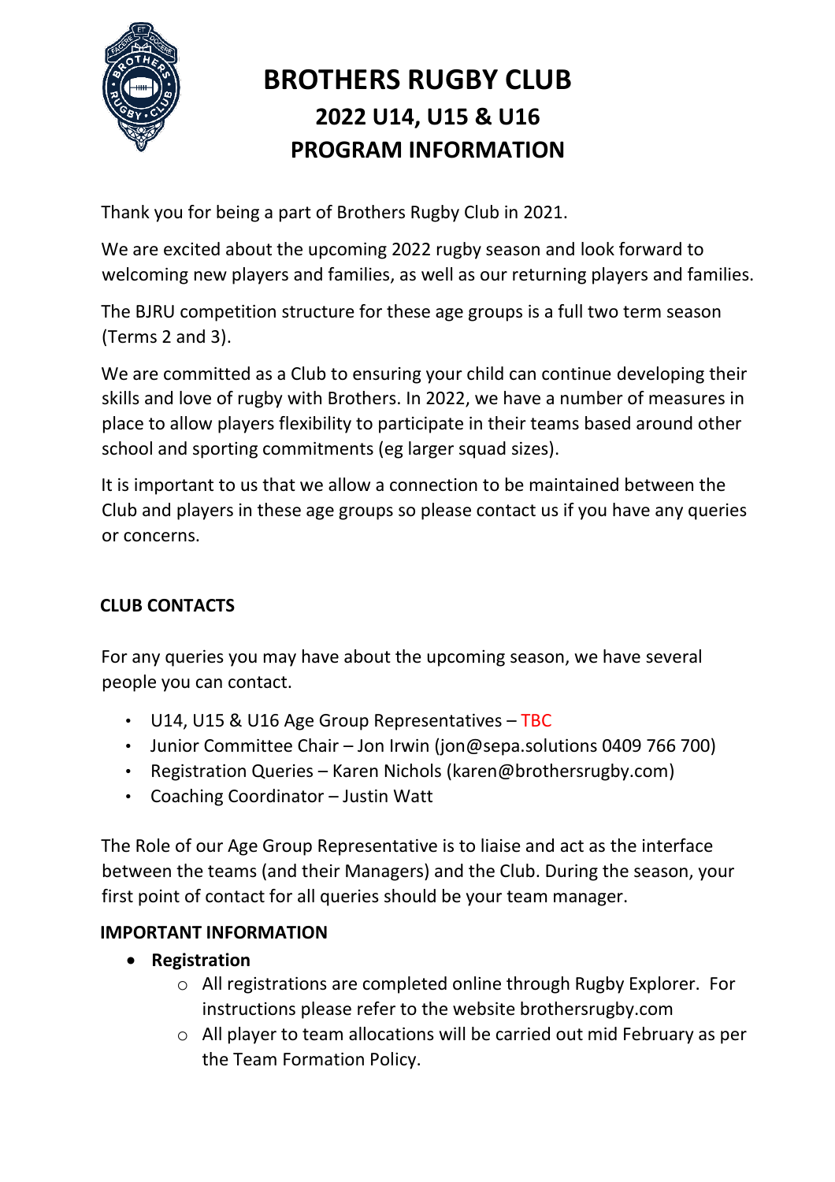# BROTHERS RUGBY CLUB

## 2022 U14, U15 & U16 PROGRAM INFORMATION

Thank you for being a part of Brothers Rugby Club in 2021.

We are excited about the upcoming 2022 rugby season and look forward to welcoming new players and families, as well as our returning players and families.

The BJRU competition structure for these age groups is a full two term season (Terms 2 and 3).

We are committed as a Club to ensuring your child can continue developing their skills and love of rugby with Brothers. In 2022, we have a number of measures in place to allow players flexibility to participate in their teams based around other school and sporting commitments (eg larger squad sizes).

It is important to us that we allow a connection to be maintained between the Club and players in these age groups so please contact us if you have any queries or concerns.

### CLUB CONTACTS

For any queries you may have about the upcoming season, we have several people you can contact.

- U14, U15 & U16 Age Group Representatives – TBC
- Junior Committee Chair – Jon Irwin (jon@sepa.solutions 0409 766 700)
- Registration Queries – Karen Nichols (karen@brothersrugby.com)
- Coaching Coordinator – Justin Watt

The Role of our Age Group Representative is to liaise and act as the interface between the teams (and their Managers) and the Club. During the season, your first point of contact for all queries should be your team manager.

### IMPORTANT INFORMATION

- **Registration**
  - All registrations are completed online through Rugby Explorer. For instructions please refer to the website brothersrugby.com
  - All player to team allocations will be carried out mid February as per the Team Formation Policy.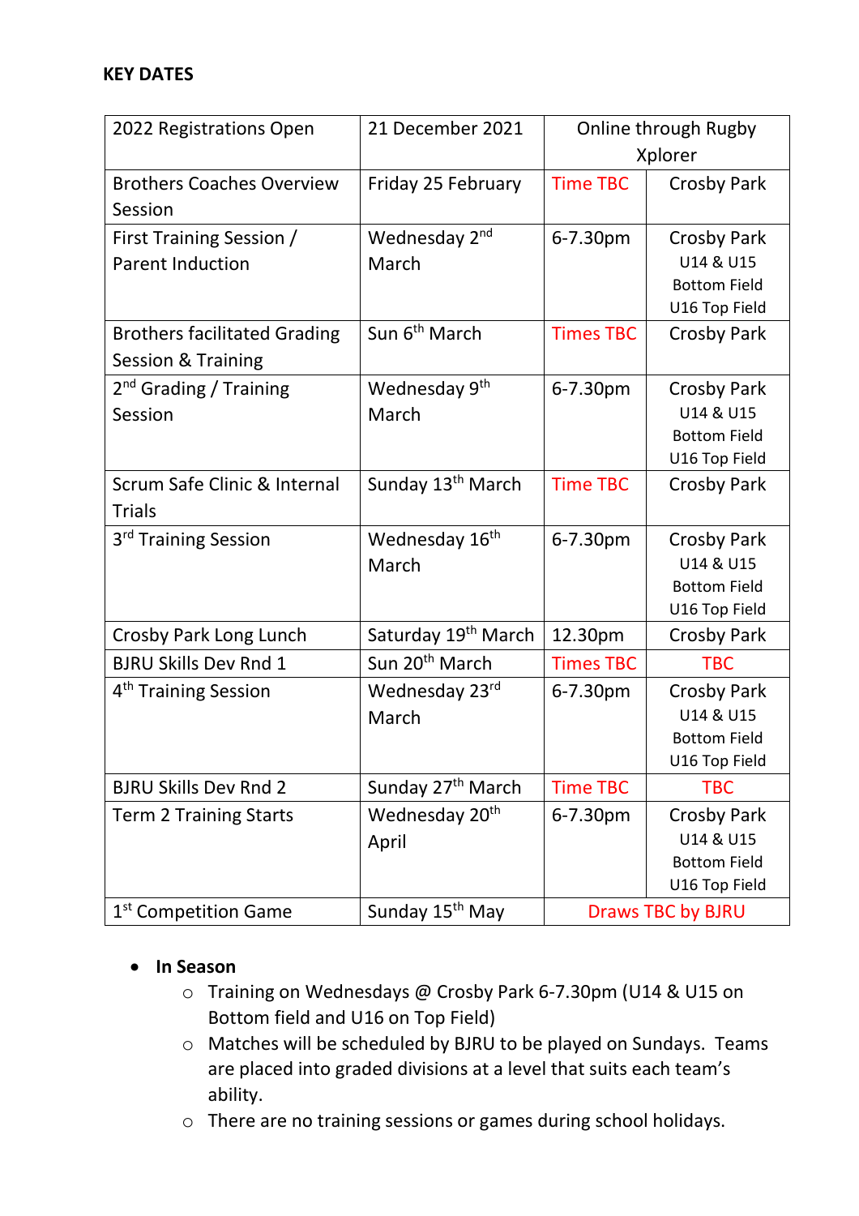**KEY DATES**

| | | | |
|---|---|---|---|
| 2022 Registrations Open | 21 December 2021 | Online through Rugby Xplorer | |
| Brothers Coaches Overview Session | Friday 25 February | Time TBC | Crosby Park |
| First Training Session / Parent Induction | Wednesday 2nd March | 6-7.30pm | Crosby Park<br>U14 & U15 Bottom Field<br>U16 Top Field |
| Brothers facilitated Grading Session & Training | Sun 6th March | Times TBC | Crosby Park |
| 2nd Grading / Training Session | Wednesday 9th March | 6-7.30pm | Crosby Park<br>U14 & U15 Bottom Field<br>U16 Top Field |
| Scrum Safe Clinic & Internal Trials | Sunday 13th March | Time TBC | Crosby Park |
| 3rd Training Session | Wednesday 16th March | 6-7.30pm | Crosby Park<br>U14 & U15 Bottom Field<br>U16 Top Field |
| Crosby Park Long Lunch | Saturday 19th March | 12.30pm | Crosby Park |
| BJRU Skills Dev Rnd 1 | Sun 20th March | Times TBC | TBC |
| 4th Training Session | Wednesday 23rd March | 6-7.30pm | Crosby Park<br>U14 & U15 Bottom Field<br>U16 Top Field |
| BJRU Skills Dev Rnd 2 | Sunday 27th March | Time TBC | TBC |
| Term 2 Training Starts | Wednesday 20th April | 6-7.30pm | Crosby Park<br>U14 & U15 Bottom Field<br>U16 Top Field |
| 1st Competition Game | Sunday 15th May | Draws TBC by BJRU | |

- **In Season**
  - Training on Wednesdays @ Crosby Park 6-7.30pm (U14 & U15 on Bottom field and U16 on Top Field)
  - Matches will be scheduled by BJRU to be played on Sundays. Teams are placed into graded divisions at a level that suits each team's ability.
  - There are no training sessions or games during school holidays.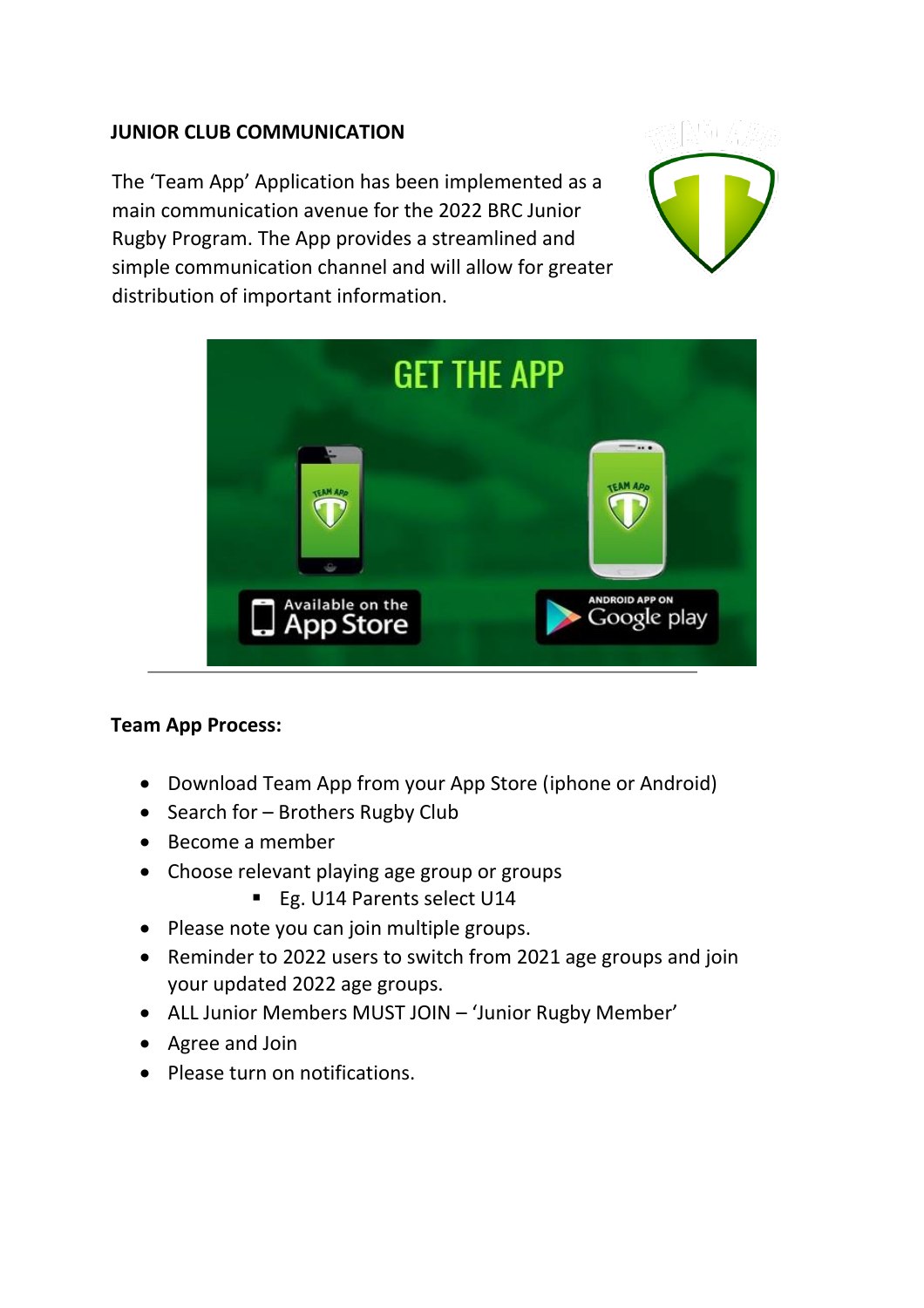**JUNIOR CLUB COMMUNICATION**

The 'Team App' Application has been implemented as a main communication avenue for the 2022 BRC Junior Rugby Program. The App provides a streamlined and simple communication channel and will allow for greater distribution of important information.

GET THE APP

Available on the App Store

ANDROID APP ON Google play

---

**Team App Process:**

- Download Team App from your App Store (iphone or Android)
- Search for – Brothers Rugby Club
- Become a member
- Choose relevant playing age group or groups
  - Eg. U14 Parents select U14
- Please note you can join multiple groups.
- Reminder to 2022 users to switch from 2021 age groups and join your updated 2022 age groups.
- ALL Junior Members MUST JOIN – 'Junior Rugby Member'
- Agree and Join
- Please turn on notifications.